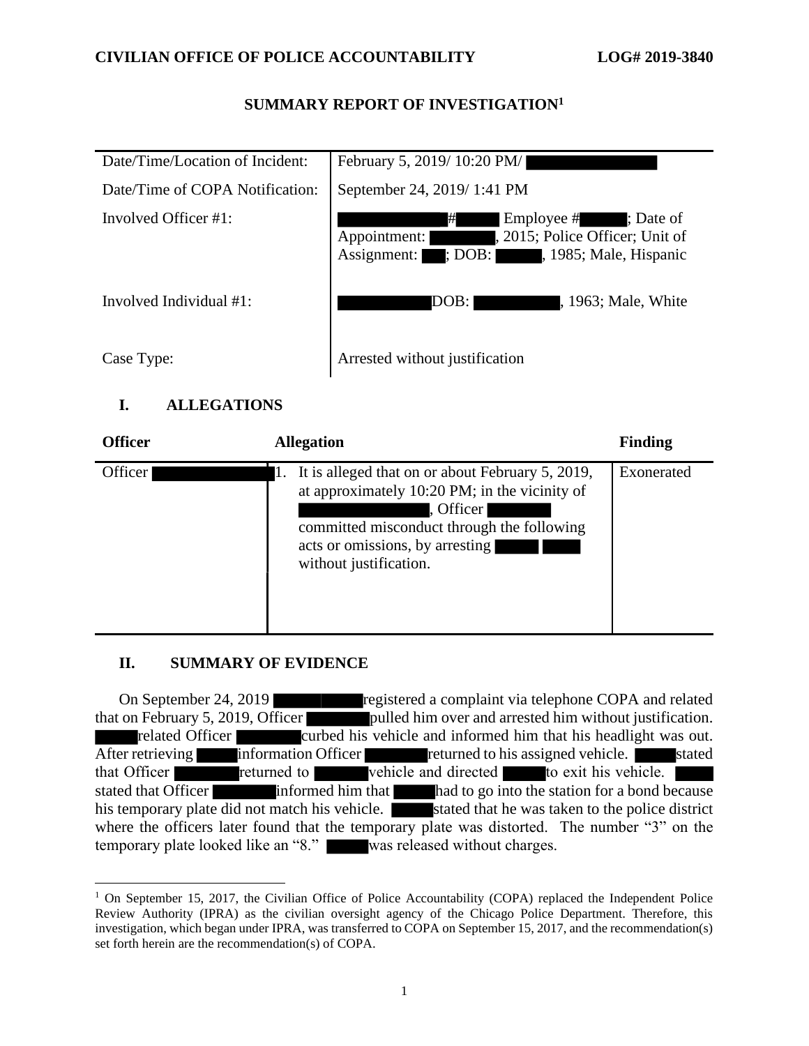**CIVILIAN OFFICE OF POLICE ACCOUNTABILITY** **LOG# 2019-3840**

# SUMMARY REPORT OF INVESTIGATION[1]

| | |
|---|---|
| Date/Time/Location of Incident: | February 5, 2019/ 10:20 PM/ |
| Date/Time of COPA Notification: | September 24, 2019/ 1:41 PM |
| Involved Officer #1: | # Employee # ; Date of Appointment: , 2015; Police Officer; Unit of Assignment: ; DOB: , 1985; Male, Hispanic |
| Involved Individual #1: | DOB: , 1963; Male, White |
| Case Type: | Arrested without justification |

## I. ALLEGATIONS

| Officer | Allegation | Finding |
|---|---|---|
| Officer | 1. It is alleged that on or about February 5, 2019, at approximately 10:20 PM; in the vicinity of , Officer committed misconduct through the following acts or omissions, by arresting without justification. | Exonerated |

## II. SUMMARY OF EVIDENCE

On September 24, 2019 registered a complaint via telephone COPA and related that on February 5, 2019, Officer pulled him over and arrested him without justification. related Officer curbed his vehicle and informed him that his headlight was out. After retrieving information Officer returned to his assigned vehicle. stated that Officer returned to vehicle and directed to exit his vehicle. stated that Officer informed him that had to go into the station for a bond because his temporary plate did not match his vehicle. stated that he was taken to the police district where the officers later found that the temporary plate was distorted. The number "3" on the temporary plate looked like an "8." was released without charges.

[1] On September 15, 2017, the Civilian Office of Police Accountability (COPA) replaced the Independent Police Review Authority (IPRA) as the civilian oversight agency of the Chicago Police Department. Therefore, this investigation, which began under IPRA, was transferred to COPA on September 15, 2017, and the recommendation(s) set forth herein are the recommendation(s) of COPA.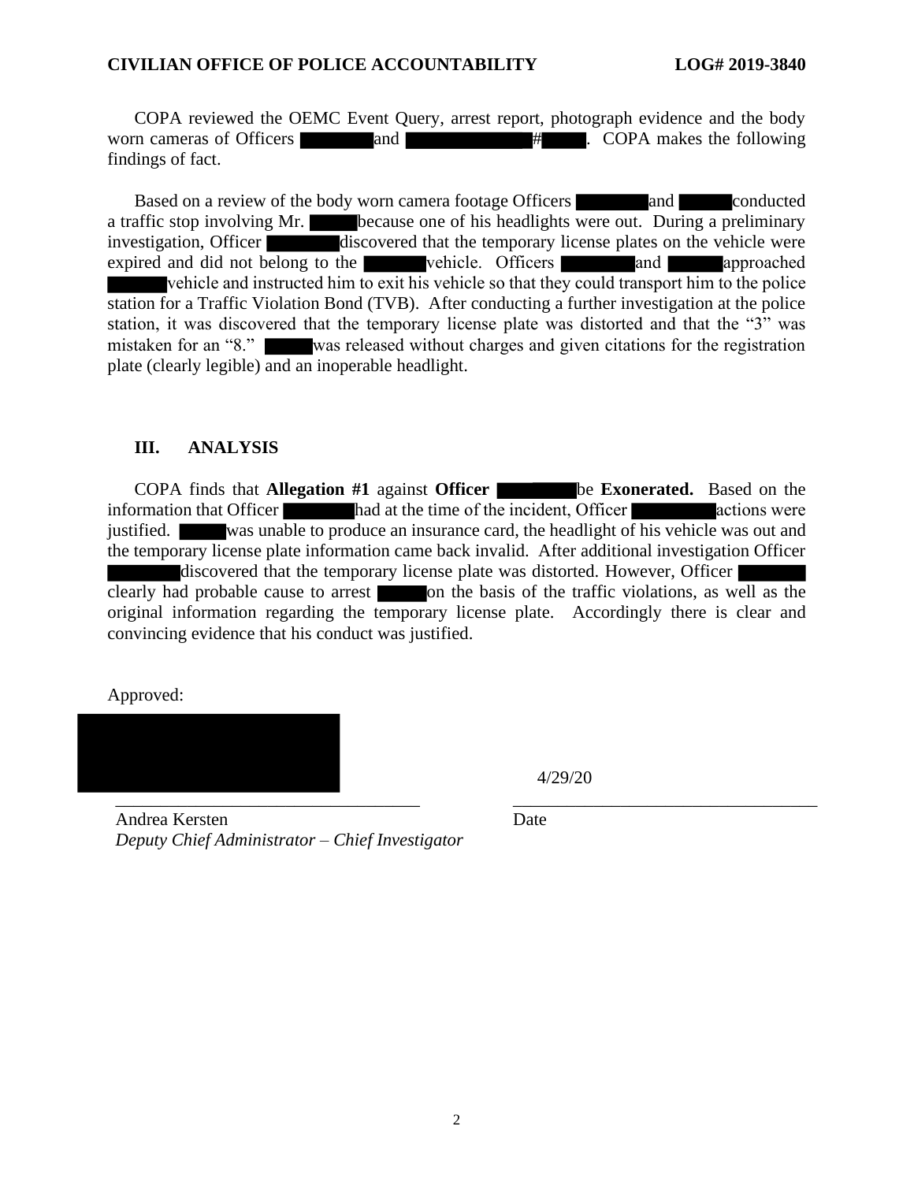COPA reviewed the OEMC Event Query, arrest report, photograph evidence and the body worn cameras of Officers ██████ and ██████ #████. COPA makes the following findings of fact.

Based on a review of the body worn camera footage Officers ██████ and ████ conducted a traffic stop involving Mr. ████ because one of his headlights were out. During a preliminary investigation, Officer ██████ discovered that the temporary license plates on the vehicle were expired and did not belong to the █████ vehicle. Officers ██████ and ████ approached █████ vehicle and instructed him to exit his vehicle so that they could transport him to the police station for a Traffic Violation Bond (TVB). After conducting a further investigation at the police station, it was discovered that the temporary license plate was distorted and that the "3" was mistaken for an "8." ████ was released without charges and given citations for the registration plate (clearly legible) and an inoperable headlight.

## III. ANALYSIS

COPA finds that **Allegation #1** against **Officer ██████** be **Exonerated.** Based on the information that Officer ██████ had at the time of the incident, Officer ██████ actions were justified. ████ was unable to produce an insurance card, the headlight of his vehicle was out and the temporary license plate information came back invalid. After additional investigation Officer ██████ discovered that the temporary license plate was distorted. However, Officer ██████ clearly had probable cause to arrest ████ on the basis of the traffic violations, as well as the original information regarding the temporary license plate. Accordingly there is clear and convincing evidence that his conduct was justified.

Approved:

██████████

Andrea Kersten
*Deputy Chief Administrator – Chief Investigator*

4/29/20

Date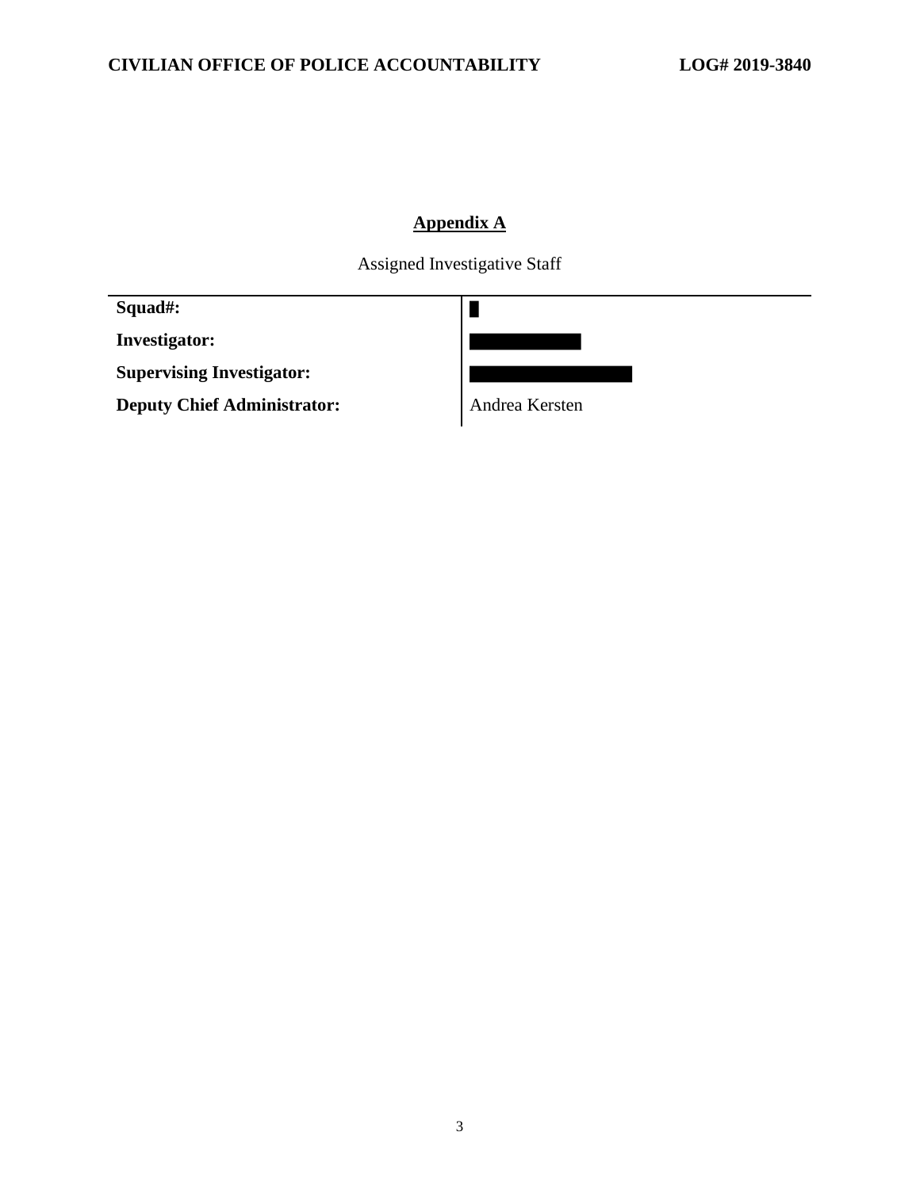## Appendix A

Assigned Investigative Staff

| | |
|---|---|
| **Squad#:** | █ |
| **Investigator:** | ████████ |
| **Supervising Investigator:** | ████████████ |
| **Deputy Chief Administrator:** | Andrea Kersten |